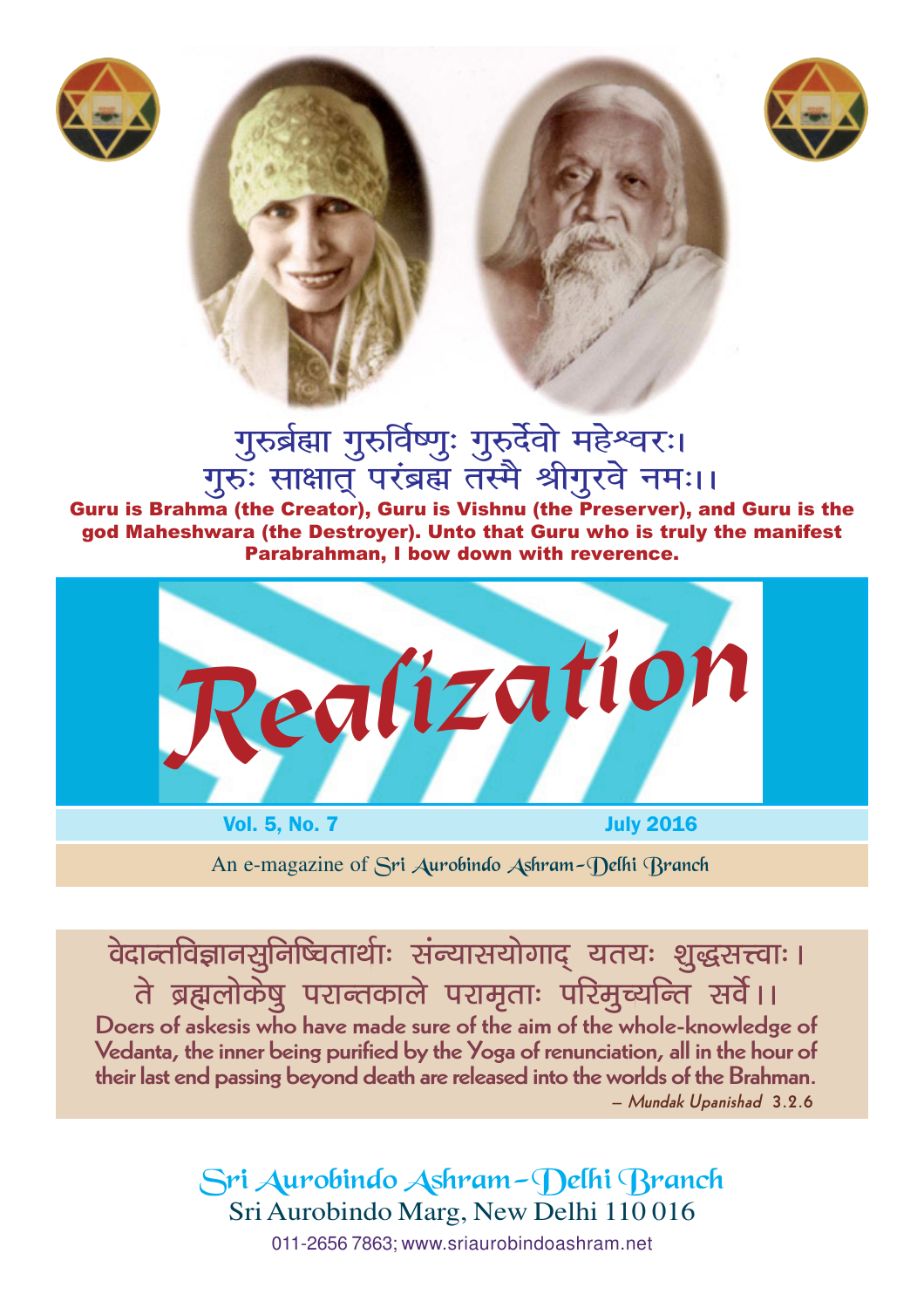गुरुर्ब्रह्मा गुरुर्विष्णुः गुरुर्देवो महेश्वरः।
गुरुः साक्षात् परंब्रह्म तस्मै श्रीगुरवे नमः।।

**Guru is Brahma (the Creator), Guru is Vishnu (the Preserver), and Guru is the god Maheshwara (the Destroyer). Unto that Guru who is truly the manifest Parabrahman, I bow down with reverence.**

# Realization

**Vol. 5, No. 7** **July 2016**

An e-magazine of Sri Aurobindo Ashram–Delhi Branch

वेदान्तविज्ञानसुनिष्चितार्थाः संन्यासयोगाद् यतयः शुद्धसत्त्वाः।
ते ब्रह्मलोकेषु परान्तकाले परामृताः परिमुच्यन्ति सर्वे।।

**Doers of askesis who have made sure of the aim of the whole-knowledge of Vedanta, the inner being purified by the Yoga of renunciation, all in the hour of their last end passing beyond death are released into the worlds of the Brahman.**

– *Mundak Upanishad* 3.2.6

Sri Aurobindo Ashram–Delhi Branch
Sri Aurobindo Marg, New Delhi 110 016
011-2656 7863; www.sriaurobindoashram.net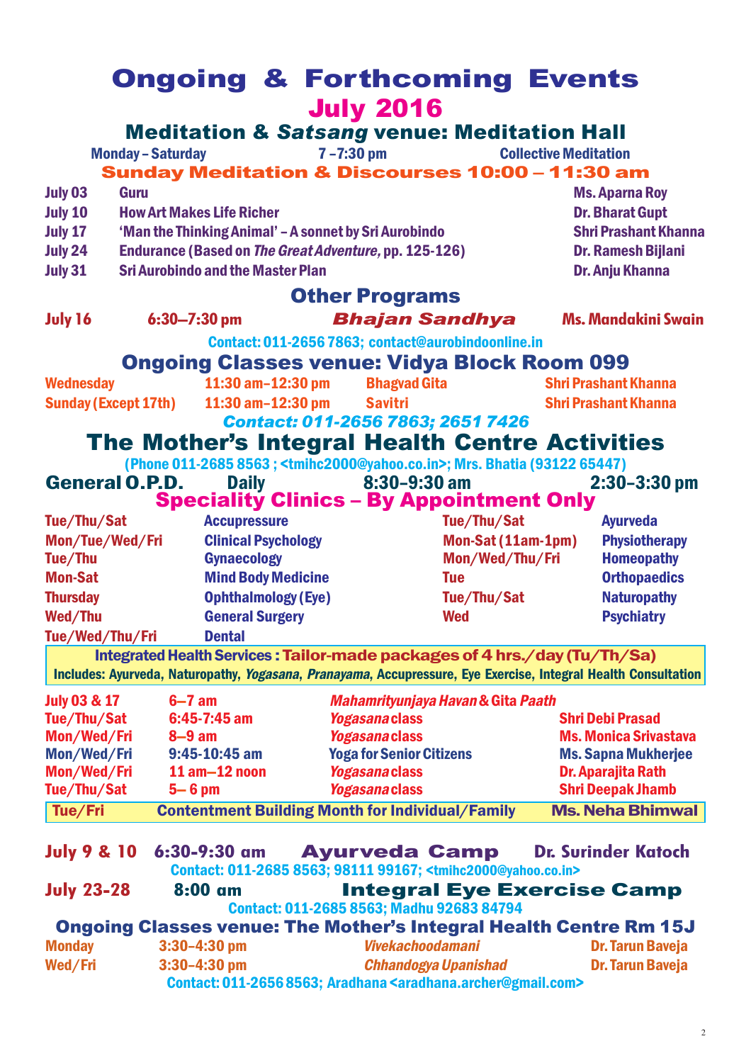# Ongoing & Forthcoming Events

## July 2016

## Meditation & *Satsang* venue: Meditation Hall

| Monday – Saturday | 7 –7:30 pm | Collective Meditation |
|---|---|---|

### Sunday Meditation & Discourses 10:00 – 11:30 am

| | | |
|---|---|---|
| July 03 | Guru | Ms. Aparna Roy |
| July 10 | How Art Makes Life Richer | Dr. Bharat Gupt |
| July 17 | 'Man the Thinking Animal' – A sonnet by Sri Aurobindo | Shri Prashant Khanna |
| July 24 | Endurance (Based on *The Great Adventure,* pp. 125-126) | Dr. Ramesh Bijlani |
| July 31 | Sri Aurobindo and the Master Plan | Dr. Anju Khanna |

## Other Programs

| | | | |
|---|---|---|---|
| July 16 | 6:30–7:30 pm | *Bhajan Sandhya* | Ms. Mandakini Swain |

Contact: 011-2656 7863; contact@aurobindoonline.in

## Ongoing Classes venue: Vidya Block Room 099

| | | | |
|---|---|---|---|
| Wednesday | 11:30 am–12:30 pm | Bhagvad Gita | Shri Prashant Khanna |
| Sunday (Except 17th) | 11:30 am–12:30 pm | Savitri | Shri Prashant Khanna |

*Contact: 011-2656 7863; 2651 7426*

## The Mother's Integral Health Centre Activities

(Phone 011-2685 8563 ; <tmihc2000@yahoo.co.in>; Mrs. Bhatia (93122 65447)

**General O.P.D.** Daily 8:30–9:30 am 2:30–3:30 pm

### Speciality Clinics – By Appointment Only

| | | | |
|---|---|---|---|
| Tue/Thu/Sat | Accupressure | Tue/Thu/Sat | Ayurveda |
| Mon/Tue/Wed/Fri | Clinical Psychology | Mon-Sat (11am-1pm) | Physiotherapy |
| Tue/Thu | Gynaecology | Mon/Wed/Thu/Fri | Homeopathy |
| Mon-Sat | Mind Body Medicine | Tue | Orthopaedics |
| Thursday | Ophthalmology (Eye) | Tue/Thu/Sat | Naturopathy |
| Wed/Thu | General Surgery | Wed | Psychiatry |
| Tue/Wed/Thu/Fri | Dental | | |

**Integrated Health Services : Tailor-made packages of 4 hrs./day (Tu/Th/Sa)**
Includes: Ayurveda, Naturopathy, *Yogasana*, *Pranayama*, Accupressure, Eye Exercise, Integral Health Consultation

| | | | |
|---|---|---|---|
| July 03 & 17 | 6–7 am | *Mahamrityunjaya Havan* & Gita *Paath* | |
| Tue/Thu/Sat | 6:45-7:45 am | *Yogasana* class | Shri Debi Prasad |
| Mon/Wed/Fri | 8–9 am | *Yogasana* class | Ms. Monica Srivastava |
| Mon/Wed/Fri | 9:45-10:45 am | Yoga for Senior Citizens | Ms. Sapna Mukherjee |
| Mon/Wed/Fri | 11 am–12 noon | *Yogasana* class | Dr. Aparajita Rath |
| Tue/Thu/Sat | 5– 6 pm | *Yogasana* class | Shri Deepak Jhamb |
| Tue/Fri | | Contentment Building Month for Individual/Family | Ms. Neha Bhimwal |

**July 9 & 10** 6:30-9:30 am **Ayurveda Camp** Dr. Surinder Katoch
Contact: 011-2685 8563; 98111 99167; <tmihc2000@yahoo.co.in>

**July 23-28** 8:00 am **Integral Eye Exercise Camp**
Contact: 011-2685 8563; Madhu 92683 84794

## Ongoing Classes venue: The Mother's Integral Health Centre Rm 15J

| | | | |
|---|---|---|---|
| Monday | 3:30–4:30 pm | *Vivekachoodamani* | Dr. Tarun Baveja |
| Wed/Fri | 3:30–4:30 pm | *Chhandogya Upanishad* | Dr. Tarun Baveja |

Contact: 011-2656 8563; Aradhana <aradhana.archer@gmail.com>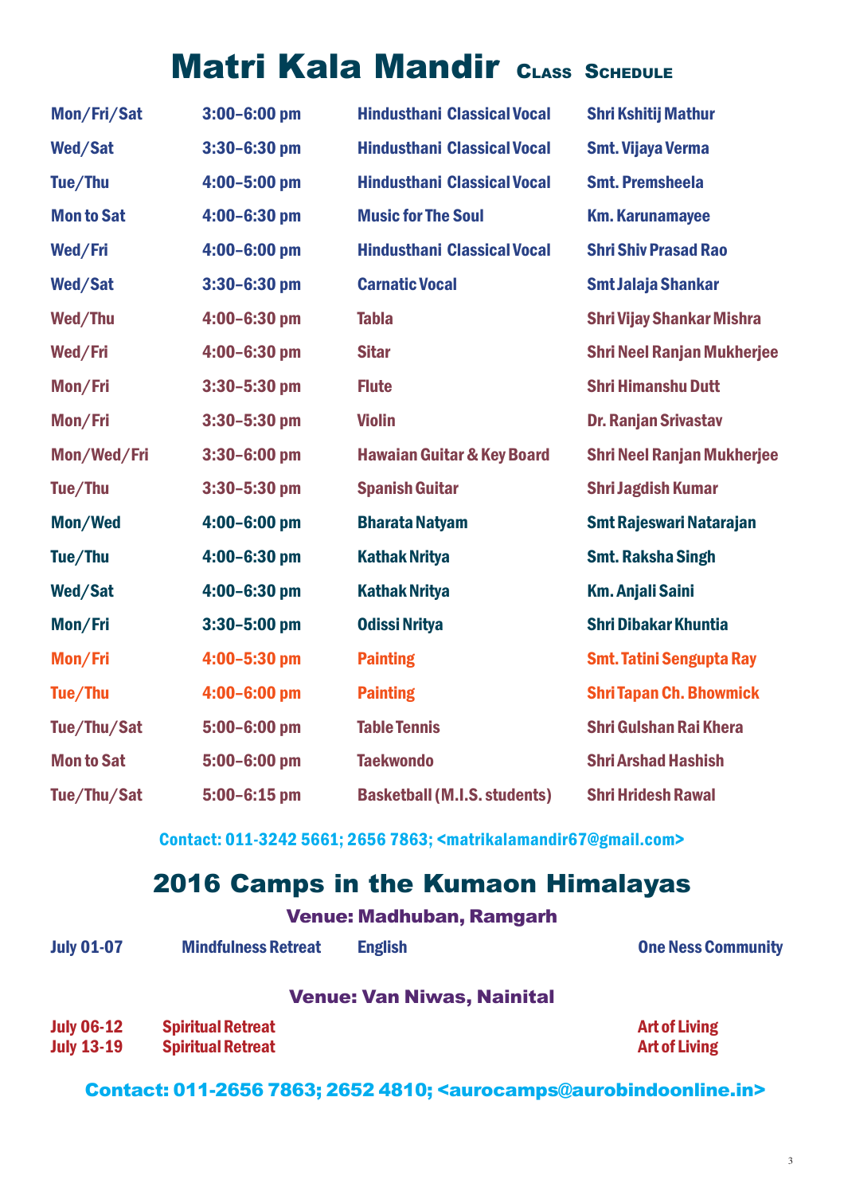# Matri Kala Mandir Class Schedule

| | | | |
|---|---|---|---|
| Mon/Fri/Sat | 3:00–6:00 pm | Hindusthani Classical Vocal | Shri Kshitij Mathur |
| Wed/Sat | 3:30–6:30 pm | Hindusthani Classical Vocal | Smt. Vijaya Verma |
| Tue/Thu | 4:00–5:00 pm | Hindusthani Classical Vocal | Smt. Premsheela |
| Mon to Sat | 4:00–6:30 pm | Music for The Soul | Km. Karunamayee |
| Wed/Fri | 4:00–6:00 pm | Hindusthani Classical Vocal | Shri Shiv Prasad Rao |
| Wed/Sat | 3:30–6:30 pm | Carnatic Vocal | Smt Jalaja Shankar |
| Wed/Thu | 4:00–6:30 pm | Tabla | Shri Vijay Shankar Mishra |
| Wed/Fri | 4:00–6:30 pm | Sitar | Shri Neel Ranjan Mukherjee |
| Mon/Fri | 3:30–5:30 pm | Flute | Shri Himanshu Dutt |
| Mon/Fri | 3:30–5:30 pm | Violin | Dr. Ranjan Srivastav |
| Mon/Wed/Fri | 3:30–6:00 pm | Hawaian Guitar & Key Board | Shri Neel Ranjan Mukherjee |
| Tue/Thu | 3:30–5:30 pm | Spanish Guitar | Shri Jagdish Kumar |
| Mon/Wed | 4:00–6:00 pm | Bharata Natyam | Smt Rajeswari Natarajan |
| Tue/Thu | 4:00–6:30 pm | Kathak Nritya | Smt. Raksha Singh |
| Wed/Sat | 4:00–6:30 pm | Kathak Nritya | Km. Anjali Saini |
| Mon/Fri | 3:30–5:00 pm | Odissi Nritya | Shri Dibakar Khuntia |
| Mon/Fri | 4:00–5:30 pm | Painting | Smt. Tatini Sengupta Ray |
| Tue/Thu | 4:00–6:00 pm | Painting | Shri Tapan Ch. Bhowmick |
| Tue/Thu/Sat | 5:00–6:00 pm | Table Tennis | Shri Gulshan Rai Khera |
| Mon to Sat | 5:00–6:00 pm | Taekwondo | Shri Arshad Hashish |
| Tue/Thu/Sat | 5:00–6:15 pm | Basketball (M.I.S. students) | Shri Hridesh Rawal |

Contact: 011-3242 5661; 2656 7863; <matrikalamandir67@gmail.com>

## 2016 Camps in the Kumaon Himalayas

### Venue: Madhuban, Ramgarh

| | | | |
|---|---|---|---|
| July 01-07 | Mindfulness Retreat | English | One Ness Community |

### Venue: Van Niwas, Nainital

| | | |
|---|---|---|
| July 06-12 | Spiritual Retreat | Art of Living |
| July 13-19 | Spiritual Retreat | Art of Living |

Contact: 011-2656 7863; 2652 4810; <aurocamps@aurobindoonline.in>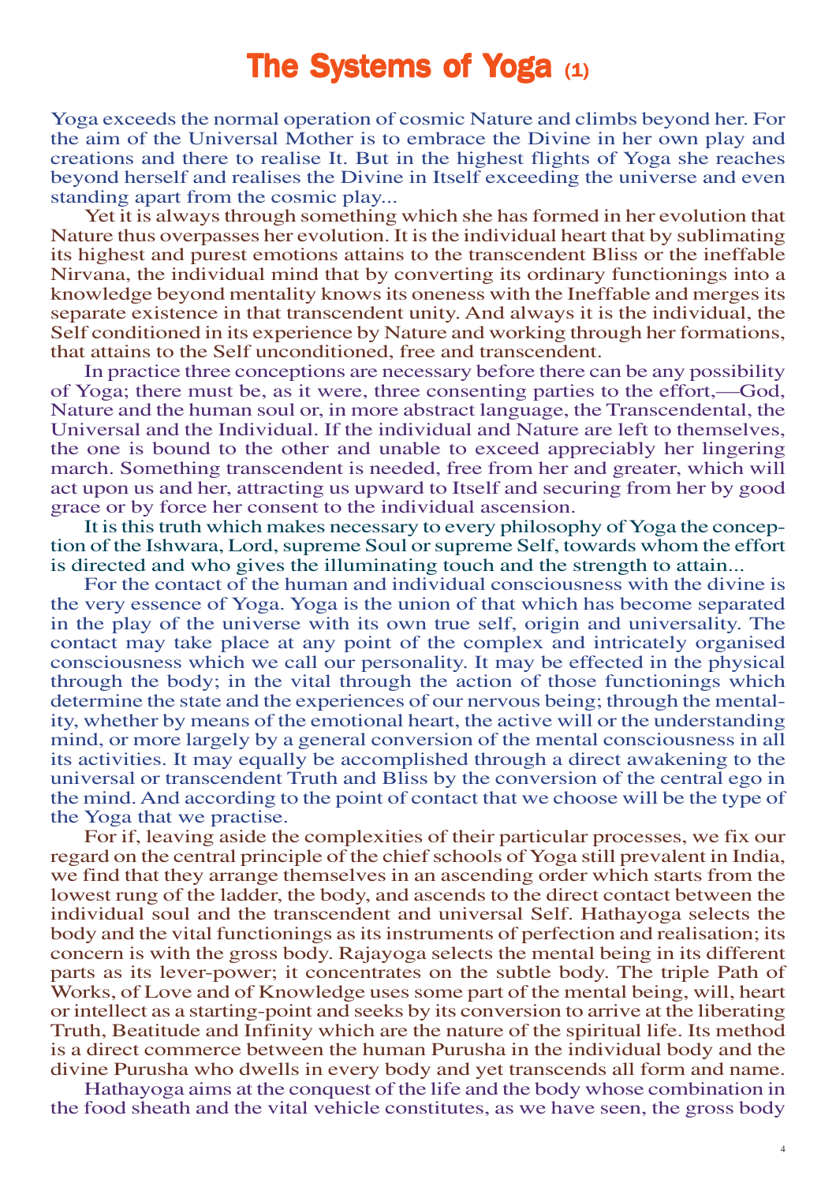# The Systems of Yoga (1)

Yoga exceeds the normal operation of cosmic Nature and climbs beyond her. For the aim of the Universal Mother is to embrace the Divine in her own play and creations and there to realise It. But in the highest flights of Yoga she reaches beyond herself and realises the Divine in Itself exceeding the universe and even standing apart from the cosmic play...

Yet it is always through something which she has formed in her evolution that Nature thus overpasses her evolution. It is the individual heart that by sublimating its highest and purest emotions attains to the transcendent Bliss or the ineffable Nirvana, the individual mind that by converting its ordinary functionings into a knowledge beyond mentality knows its oneness with the Ineffable and merges its separate existence in that transcendent unity. And always it is the individual, the Self conditioned in its experience by Nature and working through her formations, that attains to the Self unconditioned, free and transcendent.

In practice three conceptions are necessary before there can be any possibility of Yoga; there must be, as it were, three consenting parties to the effort,—God, Nature and the human soul or, in more abstract language, the Transcendental, the Universal and the Individual. If the individual and Nature are left to themselves, the one is bound to the other and unable to exceed appreciably her lingering march. Something transcendent is needed, free from her and greater, which will act upon us and her, attracting us upward to Itself and securing from her by good grace or by force her consent to the individual ascension.

It is this truth which makes necessary to every philosophy of Yoga the conception of the Ishwara, Lord, supreme Soul or supreme Self, towards whom the effort is directed and who gives the illuminating touch and the strength to attain...

For the contact of the human and individual consciousness with the divine is the very essence of Yoga. Yoga is the union of that which has become separated in the play of the universe with its own true self, origin and universality. The contact may take place at any point of the complex and intricately organised consciousness which we call our personality. It may be effected in the physical through the body; in the vital through the action of those functionings which determine the state and the experiences of our nervous being; through the mentality, whether by means of the emotional heart, the active will or the understanding mind, or more largely by a general conversion of the mental consciousness in all its activities. It may equally be accomplished through a direct awakening to the universal or transcendent Truth and Bliss by the conversion of the central ego in the mind. And according to the point of contact that we choose will be the type of the Yoga that we practise.

For if, leaving aside the complexities of their particular processes, we fix our regard on the central principle of the chief schools of Yoga still prevalent in India, we find that they arrange themselves in an ascending order which starts from the lowest rung of the ladder, the body, and ascends to the direct contact between the individual soul and the transcendent and universal Self. Hathayoga selects the body and the vital functionings as its instruments of perfection and realisation; its concern is with the gross body. Rajayoga selects the mental being in its different parts as its lever-power; it concentrates on the subtle body. The triple Path of Works, of Love and of Knowledge uses some part of the mental being, will, heart or intellect as a starting-point and seeks by its conversion to arrive at the liberating Truth, Beatitude and Infinity which are the nature of the spiritual life. Its method is a direct commerce between the human Purusha in the individual body and the divine Purusha who dwells in every body and yet transcends all form and name.

Hathayoga aims at the conquest of the life and the body whose combination in the food sheath and the vital vehicle constitutes, as we have seen, the gross body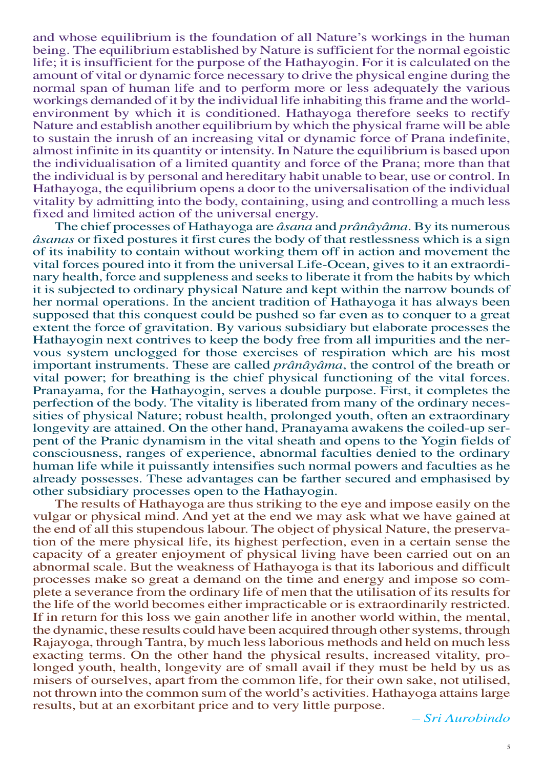and whose equilibrium is the foundation of all Nature's workings in the human being. The equilibrium established by Nature is sufficient for the normal egoistic life; it is insufficient for the purpose of the Hathayogin. For it is calculated on the amount of vital or dynamic force necessary to drive the physical engine during the normal span of human life and to perform more or less adequately the various workings demanded of it by the individual life inhabiting this frame and the world-environment by which it is conditioned. Hathayoga therefore seeks to rectify Nature and establish another equilibrium by which the physical frame will be able to sustain the inrush of an increasing vital or dynamic force of Prana indefinite, almost infinite in its quantity or intensity. In Nature the equilibrium is based upon the individualisation of a limited quantity and force of the Prana; more than that the individual is by personal and hereditary habit unable to bear, use or control. In Hathayoga, the equilibrium opens a door to the universalisation of the individual vitality by admitting into the body, containing, using and controlling a much less fixed and limited action of the universal energy.

The chief processes of Hathayoga are *âsana* and *prânâyâma*. By its numerous *âsanas* or fixed postures it first cures the body of that restlessness which is a sign of its inability to contain without working them off in action and movement the vital forces poured into it from the universal Life-Ocean, gives to it an extraordinary health, force and suppleness and seeks to liberate it from the habits by which it is subjected to ordinary physical Nature and kept within the narrow bounds of her normal operations. In the ancient tradition of Hathayoga it has always been supposed that this conquest could be pushed so far even as to conquer to a great extent the force of gravitation. By various subsidiary but elaborate processes the Hathayogin next contrives to keep the body free from all impurities and the nervous system unclogged for those exercises of respiration which are his most important instruments. These are called *prânâyâma*, the control of the breath or vital power; for breathing is the chief physical functioning of the vital forces. Pranayama, for the Hathayogin, serves a double purpose. First, it completes the perfection of the body. The vitality is liberated from many of the ordinary necessities of physical Nature; robust health, prolonged youth, often an extraordinary longevity are attained. On the other hand, Pranayama awakens the coiled-up serpent of the Pranic dynamism in the vital sheath and opens to the Yogin fields of consciousness, ranges of experience, abnormal faculties denied to the ordinary human life while it puissantly intensifies such normal powers and faculties as he already possesses. These advantages can be farther secured and emphasised by other subsidiary processes open to the Hathayogin.

The results of Hathayoga are thus striking to the eye and impose easily on the vulgar or physical mind. And yet at the end we may ask what we have gained at the end of all this stupendous labour. The object of physical Nature, the preservation of the mere physical life, its highest perfection, even in a certain sense the capacity of a greater enjoyment of physical living have been carried out on an abnormal scale. But the weakness of Hathayoga is that its laborious and difficult processes make so great a demand on the time and energy and impose so complete a severance from the ordinary life of men that the utilisation of its results for the life of the world becomes either impracticable or is extraordinarily restricted. If in return for this loss we gain another life in another world within, the mental, the dynamic, these results could have been acquired through other systems, through Rajayoga, through Tantra, by much less laborious methods and held on much less exacting terms. On the other hand the physical results, increased vitality, prolonged youth, health, longevity are of small avail if they must be held by us as misers of ourselves, apart from the common life, for their own sake, not utilised, not thrown into the common sum of the world's activities. Hathayoga attains large results, but at an exorbitant price and to very little purpose.

*– Sri Aurobindo*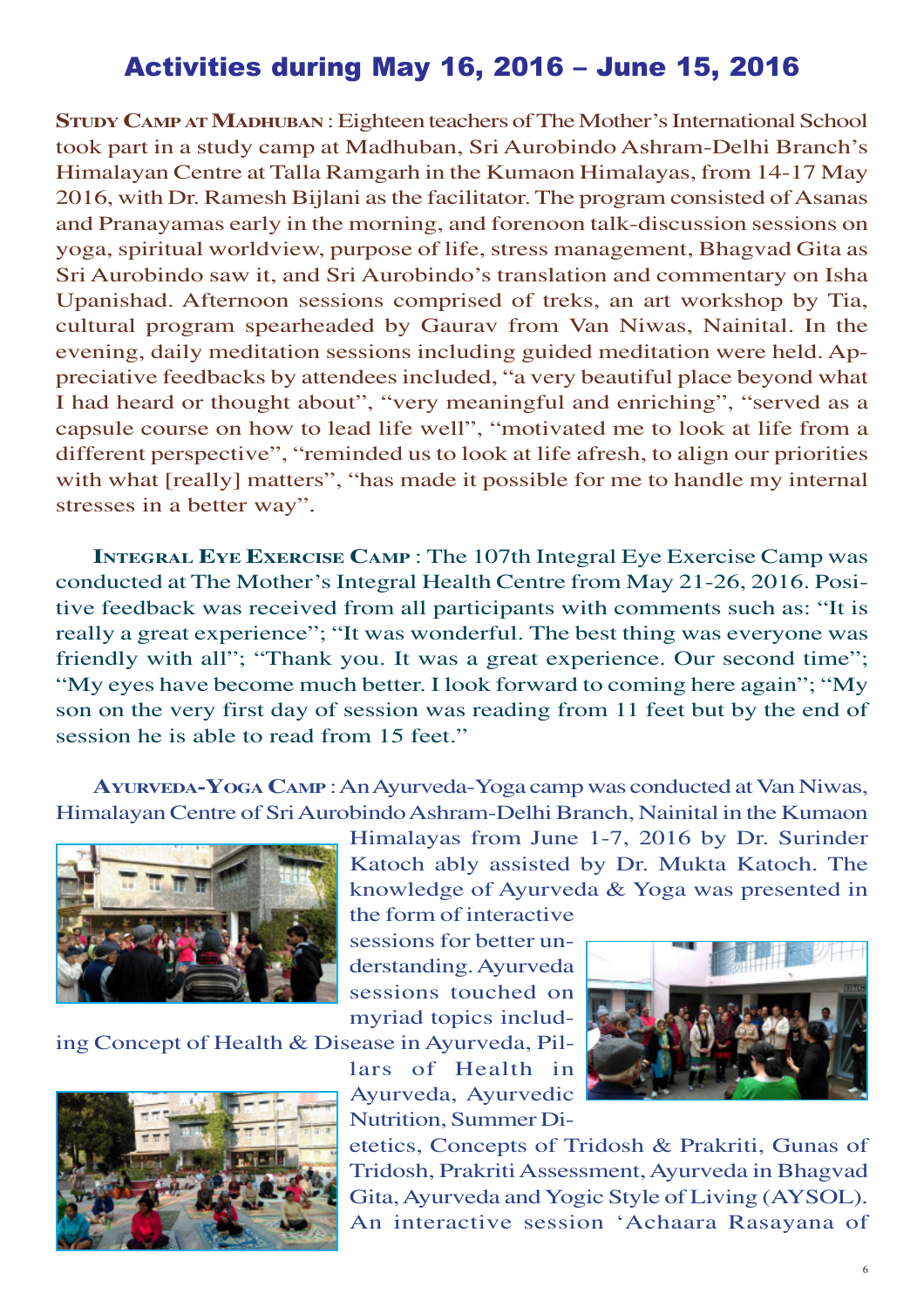## Activities during May 16, 2016 – June 15, 2016

**STUDY CAMP AT MADHUBAN** : Eighteen teachers of The Mother's International School took part in a study camp at Madhuban, Sri Aurobindo Ashram-Delhi Branch's Himalayan Centre at Talla Ramgarh in the Kumaon Himalayas, from 14-17 May 2016, with Dr. Ramesh Bijlani as the facilitator. The program consisted of Asanas and Pranayamas early in the morning, and forenoon talk-discussion sessions on yoga, spiritual worldview, purpose of life, stress management, Bhagvad Gita as Sri Aurobindo saw it, and Sri Aurobindo's translation and commentary on Isha Upanishad. Afternoon sessions comprised of treks, an art workshop by Tia, cultural program spearheaded by Gaurav from Van Niwas, Nainital. In the evening, daily meditation sessions including guided meditation were held. Appreciative feedbacks by attendees included, "a very beautiful place beyond what I had heard or thought about", "very meaningful and enriching", "served as a capsule course on how to lead life well", "motivated me to look at life from a different perspective", "reminded us to look at life afresh, to align our priorities with what [really] matters", "has made it possible for me to handle my internal stresses in a better way".

**INTEGRAL EYE EXERCISE CAMP** : The 107th Integral Eye Exercise Camp was conducted at The Mother's Integral Health Centre from May 21-26, 2016. Positive feedback was received from all participants with comments such as: "It is really a great experience"; "It was wonderful. The best thing was everyone was friendly with all"; "Thank you. It was a great experience. Our second time"; "My eyes have become much better. I look forward to coming here again"; "My son on the very first day of session was reading from 11 feet but by the end of session he is able to read from 15 feet."

**AYURVEDA-YOGA CAMP** : An Ayurveda-Yoga camp was conducted at Van Niwas, Himalayan Centre of Sri Aurobindo Ashram-Delhi Branch, Nainital in the Kumaon Himalayas from June 1-7, 2016 by Dr. Surinder Katoch ably assisted by Dr. Mukta Katoch. The knowledge of Ayurveda & Yoga was presented in the form of interactive sessions for better understanding. Ayurveda sessions touched on myriad topics including Concept of Health & Disease in Ayurveda, Pillars of Health in Ayurveda, Ayurvedic Nutrition, Summer Dietetics, Concepts of Tridosh & Prakriti, Gunas of Tridosh, Prakriti Assessment, Ayurveda in Bhagvad Gita, Ayurveda and Yogic Style of Living (AYSOL). An interactive session 'Achaara Rasayana of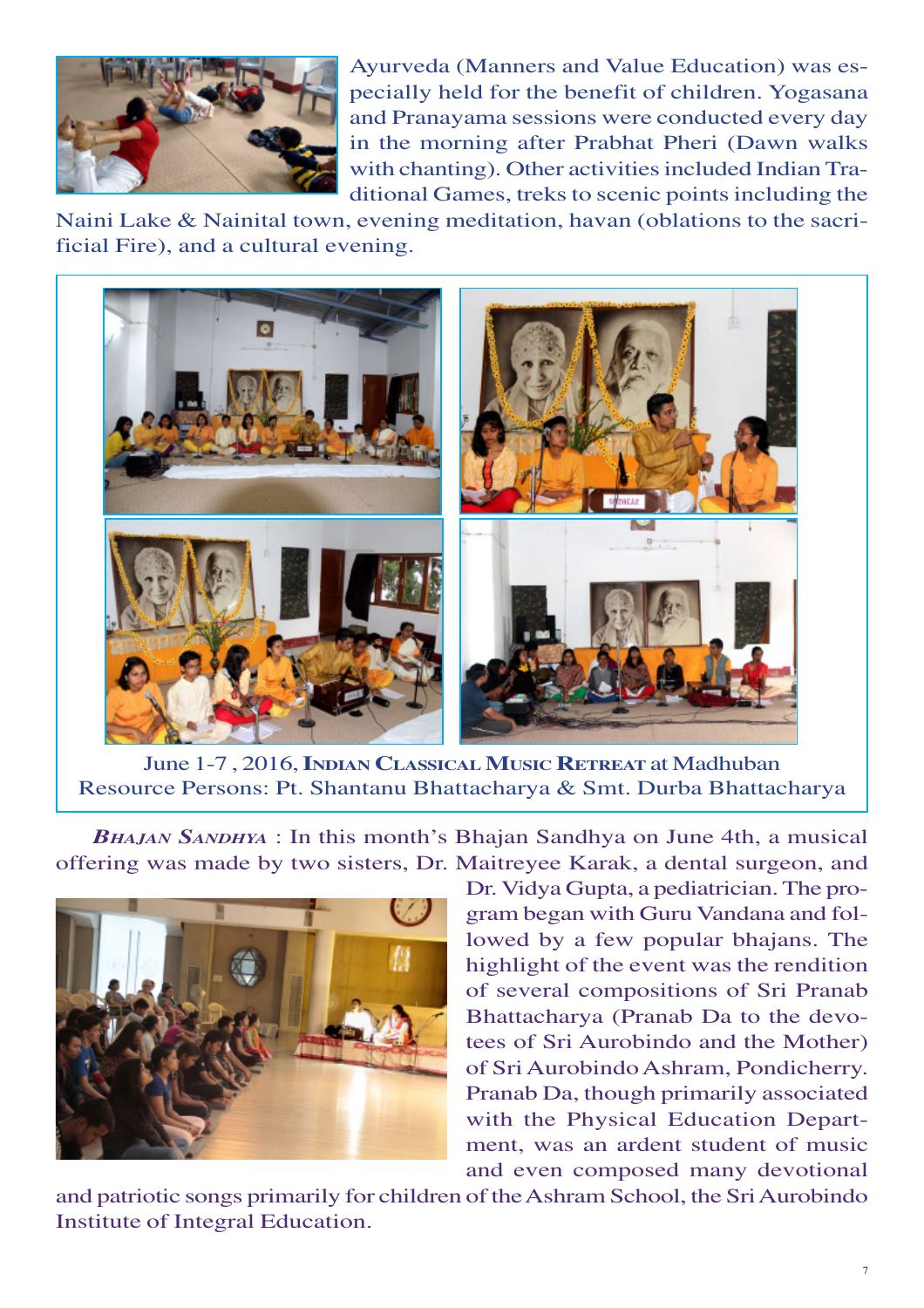Ayurveda (Manners and Value Education) was especially held for the benefit of children. Yogasana and Pranayama sessions were conducted every day in the morning after Prabhat Pheri (Dawn walks with chanting). Other activities included Indian Traditional Games, treks to scenic points including the Naini Lake & Nainital town, evening meditation, havan (oblations to the sacrificial Fire), and a cultural evening.

June 1-7 , 2016, **INDIAN CLASSICAL MUSIC RETREAT** at Madhuban
Resource Persons: Pt. Shantanu Bhattacharya & Smt. Durba Bhattacharya

***BHAJAN SANDHYA*** : In this month's Bhajan Sandhya on June 4th, a musical offering was made by two sisters, Dr. Maitreyee Karak, a dental surgeon, and Dr. Vidya Gupta, a pediatrician. The program began with Guru Vandana and followed by a few popular bhajans. The highlight of the event was the rendition of several compositions of Sri Pranab Bhattacharya (Pranab Da to the devotees of Sri Aurobindo and the Mother) of Sri Aurobindo Ashram, Pondicherry. Pranab Da, though primarily associated with the Physical Education Department, was an ardent student of music and even composed many devotional and patriotic songs primarily for children of the Ashram School, the Sri Aurobindo Institute of Integral Education.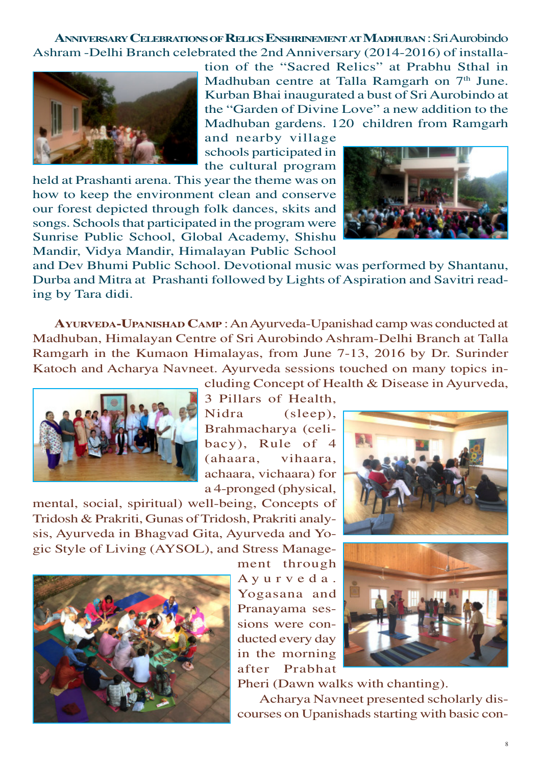**ANNIVERSARY CELEBRATIONS OF RELICS ENSHRINEMENT AT MADHUBAN** : Sri Aurobindo Ashram -Delhi Branch celebrated the 2nd Anniversary (2014-2016) of installation of the "Sacred Relics" at Prabhu Sthal in Madhuban centre at Talla Ramgarh on 7th June. Kurban Bhai inaugurated a bust of Sri Aurobindo at the "Garden of Divine Love" a new addition to the Madhuban gardens. 120 children from Ramgarh and nearby village schools participated in the cultural program held at Prashanti arena. This year the theme was on how to keep the environment clean and conserve our forest depicted through folk dances, skits and songs. Schools that participated in the program were Sunrise Public School, Global Academy, Shishu Mandir, Vidya Mandir, Himalayan Public School and Dev Bhumi Public School. Devotional music was performed by Shantanu, Durba and Mitra at Prashanti followed by Lights of Aspiration and Savitri reading by Tara didi.

**AYURVEDA-UPANISHAD CAMP** : An Ayurveda-Upanishad camp was conducted at Madhuban, Himalayan Centre of Sri Aurobindo Ashram-Delhi Branch at Talla Ramgarh in the Kumaon Himalayas, from June 7-13, 2016 by Dr. Surinder Katoch and Acharya Navneet. Ayurveda sessions touched on many topics including Concept of Health & Disease in Ayurveda, 3 Pillars of Health, Nidra (sleep), Brahmacharya (celibacy), Rule of 4 (ahaara, vihaara, achaara, vichaara) for a 4-pronged (physical, mental, social, spiritual) well-being, Concepts of Tridosh & Prakriti, Gunas of Tridosh, Prakriti analysis, Ayurveda in Bhagvad Gita, Ayurveda and Yogic Style of Living (AYSOL), and Stress Management through Ayurveda. Yogasana and Pranayama sessions were conducted every day in the morning after Prabhat Pheri (Dawn walks with chanting).

Acharya Navneet presented scholarly discourses on Upanishads starting with basic con-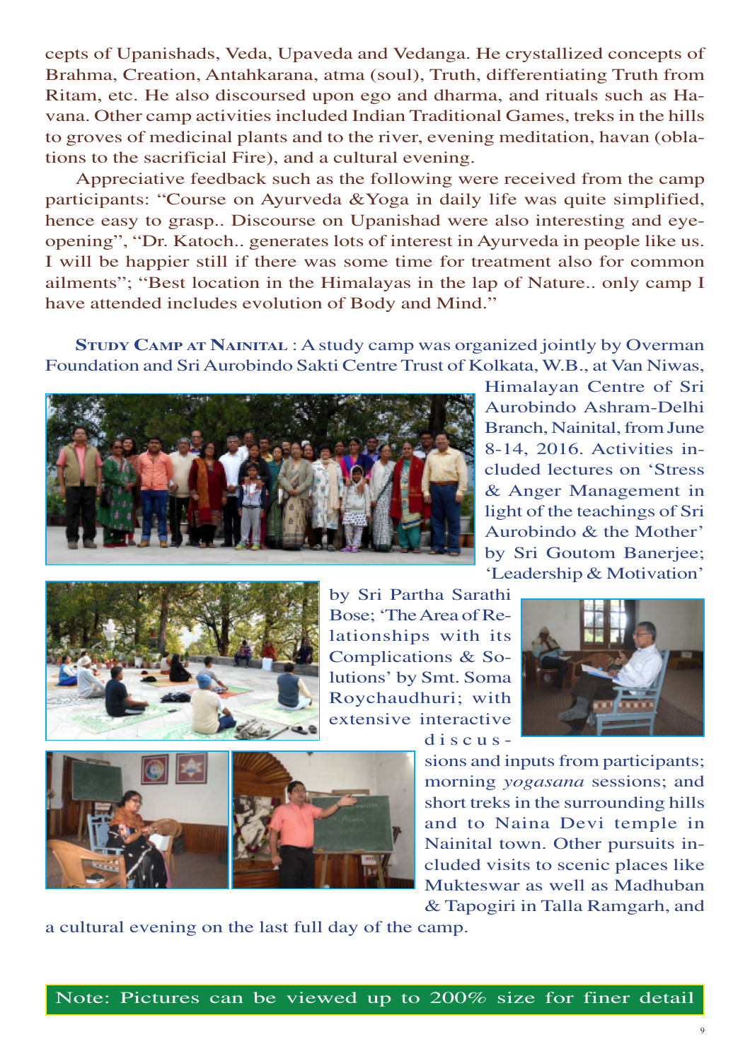cepts of Upanishads, Veda, Upaveda and Vedanga. He crystallized concepts of Brahma, Creation, Antahkarana, atma (soul), Truth, differentiating Truth from Ritam, etc. He also discoursed upon ego and dharma, and rituals such as Havana. Other camp activities included Indian Traditional Games, treks in the hills to groves of medicinal plants and to the river, evening meditation, havan (oblations to the sacrificial Fire), and a cultural evening.

Appreciative feedback such as the following were received from the camp participants: "Course on Ayurveda &Yoga in daily life was quite simplified, hence easy to grasp.. Discourse on Upanishad were also interesting and eye-opening", "Dr. Katoch.. generates lots of interest in Ayurveda in people like us. I will be happier still if there was some time for treatment also for common ailments"; "Best location in the Himalayas in the lap of Nature.. only camp I have attended includes evolution of Body and Mind."

**Study Camp at Nainital** : A study camp was organized jointly by Overman Foundation and Sri Aurobindo Sakti Centre Trust of Kolkata, W.B., at Van Niwas, Himalayan Centre of Sri Aurobindo Ashram-Delhi Branch, Nainital, from June 8-14, 2016. Activities included lectures on 'Stress & Anger Management in light of the teachings of Sri Aurobindo & the Mother' by Sri Goutom Banerjee; 'Leadership & Motivation' by Sri Partha Sarathi Bose; 'The Area of Relationships with its Complications & Solutions' by Smt. Soma Roychaudhuri; with extensive interactive discussions and inputs from participants; morning *yogasana* sessions; and short treks in the surrounding hills and to Naina Devi temple in Nainital town. Other pursuits included visits to scenic places like Mukteswar as well as Madhuban & Tapogiri in Talla Ramgarh, and a cultural evening on the last full day of the camp.

Note: Pictures can be viewed up to 200% size for finer detail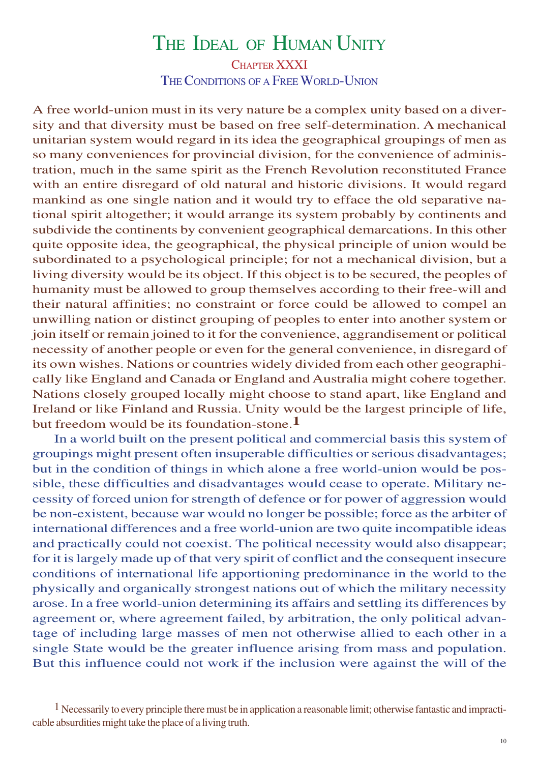# The Ideal of Human Unity

## Chapter XXXI

## The Conditions of a Free World-Union

A free world-union must in its very nature be a complex unity based on a diversity and that diversity must be based on free self-determination. A mechanical unitarian system would regard in its idea the geographical groupings of men as so many conveniences for provincial division, for the convenience of administration, much in the same spirit as the French Revolution reconstituted France with an entire disregard of old natural and historic divisions. It would regard mankind as one single nation and it would try to efface the old separative national spirit altogether; it would arrange its system probably by continents and subdivide the continents by convenient geographical demarcations. In this other quite opposite idea, the geographical, the physical principle of union would be subordinated to a psychological principle; for not a mechanical division, but a living diversity would be its object. If this object is to be secured, the peoples of humanity must be allowed to group themselves according to their free-will and their natural affinities; no constraint or force could be allowed to compel an unwilling nation or distinct grouping of peoples to enter into another system or join itself or remain joined to it for the convenience, aggrandisement or political necessity of another people or even for the general convenience, in disregard of its own wishes. Nations or countries widely divided from each other geographically like England and Canada or England and Australia might cohere together. Nations closely grouped locally might choose to stand apart, like England and Ireland or like Finland and Russia. Unity would be the largest principle of life, but freedom would be its foundation-stone.[1]

In a world built on the present political and commercial basis this system of groupings might present often insuperable difficulties or serious disadvantages; but in the condition of things in which alone a free world-union would be possible, these difficulties and disadvantages would cease to operate. Military necessity of forced union for strength of defence or for power of aggression would be non-existent, because war would no longer be possible; force as the arbiter of international differences and a free world-union are two quite incompatible ideas and practically could not coexist. The political necessity would also disappear; for it is largely made up of that very spirit of conflict and the consequent insecure conditions of international life apportioning predominance in the world to the physically and organically strongest nations out of which the military necessity arose. In a free world-union determining its affairs and settling its differences by agreement or, where agreement failed, by arbitration, the only political advantage of including large masses of men not otherwise allied to each other in a single State would be the greater influence arising from mass and population. But this influence could not work if the inclusion were against the will of the

[1] Necessarily to every principle there must be in application a reasonable limit; otherwise fantastic and impracticable absurdities might take the place of a living truth.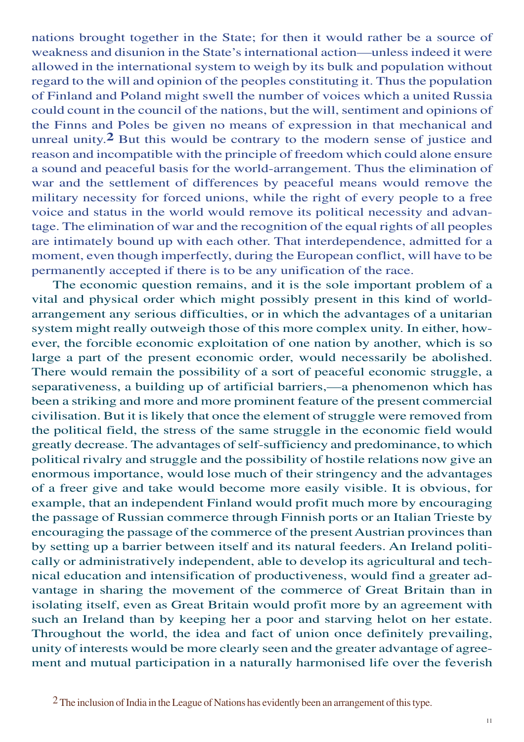nations brought together in the State; for then it would rather be a source of weakness and disunion in the State's international action—unless indeed it were allowed in the international system to weigh by its bulk and population without regard to the will and opinion of the peoples constituting it. Thus the population of Finland and Poland might swell the number of voices which a united Russia could count in the council of the nations, but the will, sentiment and opinions of the Finns and Poles be given no means of expression in that mechanical and unreal unity.[2] But this would be contrary to the modern sense of justice and reason and incompatible with the principle of freedom which could alone ensure a sound and peaceful basis for the world-arrangement. Thus the elimination of war and the settlement of differences by peaceful means would remove the military necessity for forced unions, while the right of every people to a free voice and status in the world would remove its political necessity and advantage. The elimination of war and the recognition of the equal rights of all peoples are intimately bound up with each other. That interdependence, admitted for a moment, even though imperfectly, during the European conflict, will have to be permanently accepted if there is to be any unification of the race.

The economic question remains, and it is the sole important problem of a vital and physical order which might possibly present in this kind of world-arrangement any serious difficulties, or in which the advantages of a unitarian system might really outweigh those of this more complex unity. In either, however, the forcible economic exploitation of one nation by another, which is so large a part of the present economic order, would necessarily be abolished. There would remain the possibility of a sort of peaceful economic struggle, a separativeness, a building up of artificial barriers,—a phenomenon which has been a striking and more and more prominent feature of the present commercial civilisation. But it is likely that once the element of struggle were removed from the political field, the stress of the same struggle in the economic field would greatly decrease. The advantages of self-sufficiency and predominance, to which political rivalry and struggle and the possibility of hostile relations now give an enormous importance, would lose much of their stringency and the advantages of a freer give and take would become more easily visible. It is obvious, for example, that an independent Finland would profit much more by encouraging the passage of Russian commerce through Finnish ports or an Italian Trieste by encouraging the passage of the commerce of the present Austrian provinces than by setting up a barrier between itself and its natural feeders. An Ireland politically or administratively independent, able to develop its agricultural and technical education and intensification of productiveness, would find a greater advantage in sharing the movement of the commerce of Great Britain than in isolating itself, even as Great Britain would profit more by an agreement with such an Ireland than by keeping her a poor and starving helot on her estate. Throughout the world, the idea and fact of union once definitely prevailing, unity of interests would be more clearly seen and the greater advantage of agreement and mutual participation in a naturally harmonised life over the feverish

[2] The inclusion of India in the League of Nations has evidently been an arrangement of this type.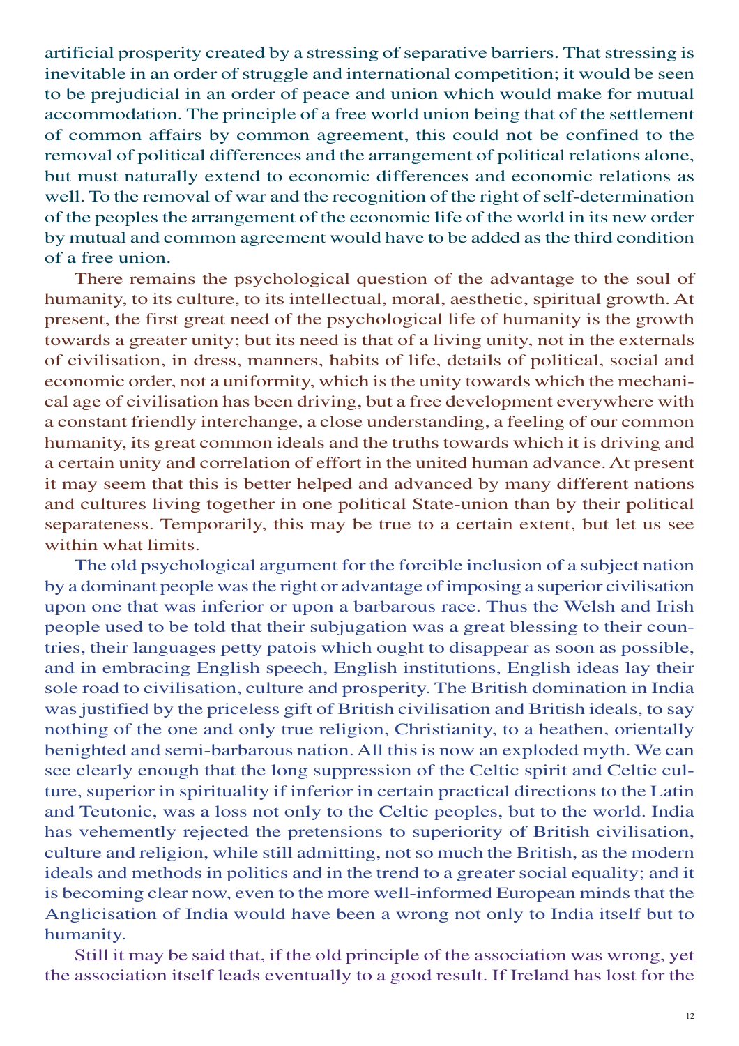artificial prosperity created by a stressing of separative barriers. That stressing is inevitable in an order of struggle and international competition; it would be seen to be prejudicial in an order of peace and union which would make for mutual accommodation. The principle of a free world union being that of the settlement of common affairs by common agreement, this could not be confined to the removal of political differences and the arrangement of political relations alone, but must naturally extend to economic differences and economic relations as well. To the removal of war and the recognition of the right of self-determination of the peoples the arrangement of the economic life of the world in its new order by mutual and common agreement would have to be added as the third condition of a free union.

There remains the psychological question of the advantage to the soul of humanity, to its culture, to its intellectual, moral, aesthetic, spiritual growth. At present, the first great need of the psychological life of humanity is the growth towards a greater unity; but its need is that of a living unity, not in the externals of civilisation, in dress, manners, habits of life, details of political, social and economic order, not a uniformity, which is the unity towards which the mechanical age of civilisation has been driving, but a free development everywhere with a constant friendly interchange, a close understanding, a feeling of our common humanity, its great common ideals and the truths towards which it is driving and a certain unity and correlation of effort in the united human advance. At present it may seem that this is better helped and advanced by many different nations and cultures living together in one political State-union than by their political separateness. Temporarily, this may be true to a certain extent, but let us see within what limits.

The old psychological argument for the forcible inclusion of a subject nation by a dominant people was the right or advantage of imposing a superior civilisation upon one that was inferior or upon a barbarous race. Thus the Welsh and Irish people used to be told that their subjugation was a great blessing to their countries, their languages petty patois which ought to disappear as soon as possible, and in embracing English speech, English institutions, English ideas lay their sole road to civilisation, culture and prosperity. The British domination in India was justified by the priceless gift of British civilisation and British ideals, to say nothing of the one and only true religion, Christianity, to a heathen, orientally benighted and semi-barbarous nation. All this is now an exploded myth. We can see clearly enough that the long suppression of the Celtic spirit and Celtic culture, superior in spirituality if inferior in certain practical directions to the Latin and Teutonic, was a loss not only to the Celtic peoples, but to the world. India has vehemently rejected the pretensions to superiority of British civilisation, culture and religion, while still admitting, not so much the British, as the modern ideals and methods in politics and in the trend to a greater social equality; and it is becoming clear now, even to the more well-informed European minds that the Anglicisation of India would have been a wrong not only to India itself but to humanity.

Still it may be said that, if the old principle of the association was wrong, yet the association itself leads eventually to a good result. If Ireland has lost for the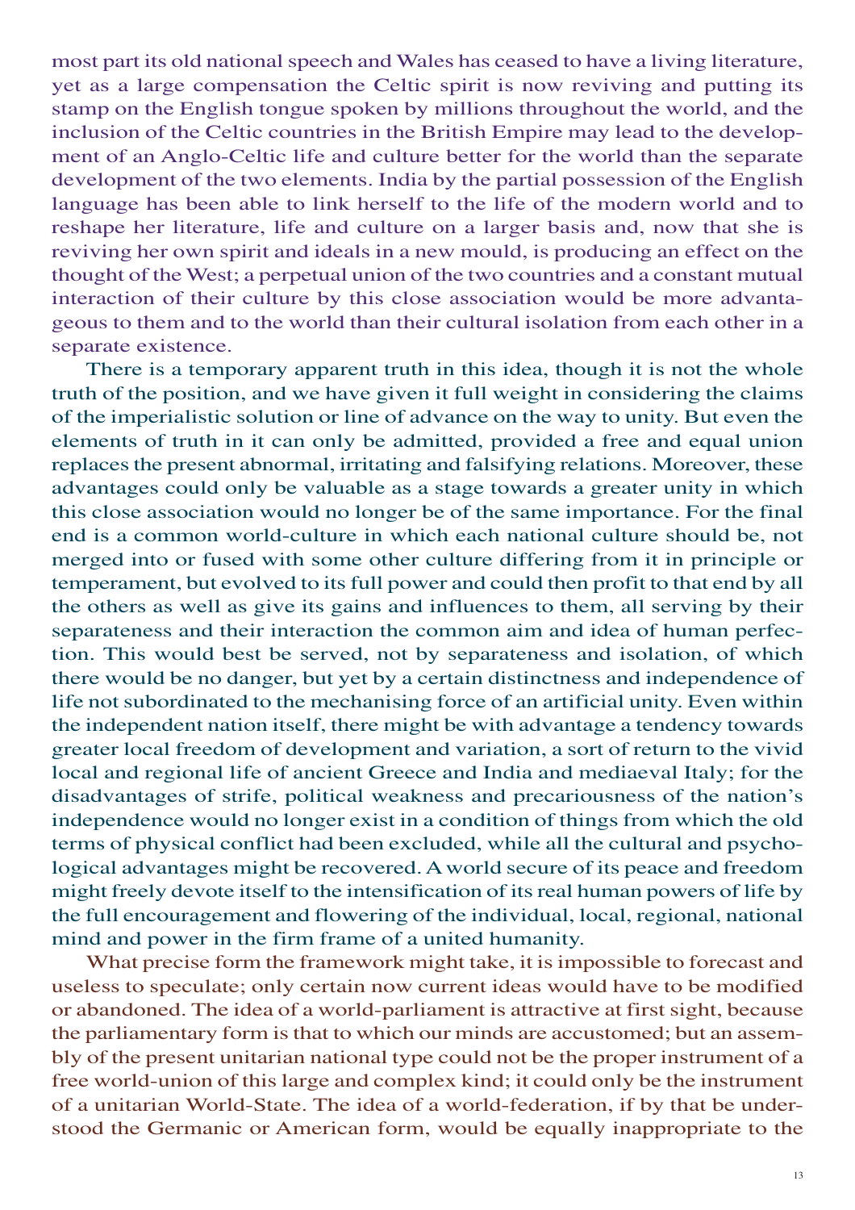most part its old national speech and Wales has ceased to have a living literature, yet as a large compensation the Celtic spirit is now reviving and putting its stamp on the English tongue spoken by millions throughout the world, and the inclusion of the Celtic countries in the British Empire may lead to the development of an Anglo-Celtic life and culture better for the world than the separate development of the two elements. India by the partial possession of the English language has been able to link herself to the life of the modern world and to reshape her literature, life and culture on a larger basis and, now that she is reviving her own spirit and ideals in a new mould, is producing an effect on the thought of the West; a perpetual union of the two countries and a constant mutual interaction of their culture by this close association would be more advantageous to them and to the world than their cultural isolation from each other in a separate existence.

There is a temporary apparent truth in this idea, though it is not the whole truth of the position, and we have given it full weight in considering the claims of the imperialistic solution or line of advance on the way to unity. But even the elements of truth in it can only be admitted, provided a free and equal union replaces the present abnormal, irritating and falsifying relations. Moreover, these advantages could only be valuable as a stage towards a greater unity in which this close association would no longer be of the same importance. For the final end is a common world-culture in which each national culture should be, not merged into or fused with some other culture differing from it in principle or temperament, but evolved to its full power and could then profit to that end by all the others as well as give its gains and influences to them, all serving by their separateness and their interaction the common aim and idea of human perfection. This would best be served, not by separateness and isolation, of which there would be no danger, but yet by a certain distinctness and independence of life not subordinated to the mechanising force of an artificial unity. Even within the independent nation itself, there might be with advantage a tendency towards greater local freedom of development and variation, a sort of return to the vivid local and regional life of ancient Greece and India and mediaeval Italy; for the disadvantages of strife, political weakness and precariousness of the nation's independence would no longer exist in a condition of things from which the old terms of physical conflict had been excluded, while all the cultural and psychological advantages might be recovered. A world secure of its peace and freedom might freely devote itself to the intensification of its real human powers of life by the full encouragement and flowering of the individual, local, regional, national mind and power in the firm frame of a united humanity.

What precise form the framework might take, it is impossible to forecast and useless to speculate; only certain now current ideas would have to be modified or abandoned. The idea of a world-parliament is attractive at first sight, because the parliamentary form is that to which our minds are accustomed; but an assembly of the present unitarian national type could not be the proper instrument of a free world-union of this large and complex kind; it could only be the instrument of a unitarian World-State. The idea of a world-federation, if by that be understood the Germanic or American form, would be equally inappropriate to the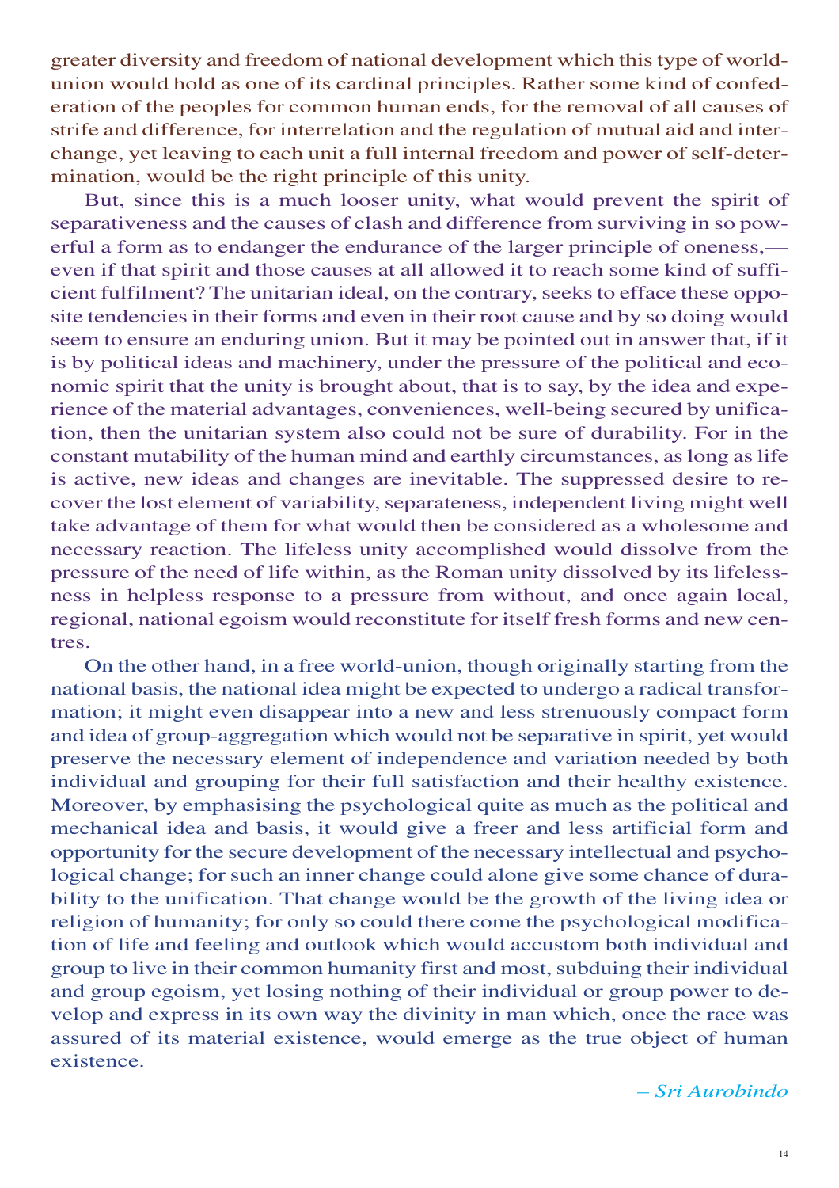greater diversity and freedom of national development which this type of world-union would hold as one of its cardinal principles. Rather some kind of confederation of the peoples for common human ends, for the removal of all causes of strife and difference, for interrelation and the regulation of mutual aid and interchange, yet leaving to each unit a full internal freedom and power of self-determination, would be the right principle of this unity.

But, since this is a much looser unity, what would prevent the spirit of separativeness and the causes of clash and difference from surviving in so powerful a form as to endanger the endurance of the larger principle of oneness,—even if that spirit and those causes at all allowed it to reach some kind of sufficient fulfilment? The unitarian ideal, on the contrary, seeks to efface these opposite tendencies in their forms and even in their root cause and by so doing would seem to ensure an enduring union. But it may be pointed out in answer that, if it is by political ideas and machinery, under the pressure of the political and economic spirit that the unity is brought about, that is to say, by the idea and experience of the material advantages, conveniences, well-being secured by unification, then the unitarian system also could not be sure of durability. For in the constant mutability of the human mind and earthly circumstances, as long as life is active, new ideas and changes are inevitable. The suppressed desire to recover the lost element of variability, separateness, independent living might well take advantage of them for what would then be considered as a wholesome and necessary reaction. The lifeless unity accomplished would dissolve from the pressure of the need of life within, as the Roman unity dissolved by its lifelessness in helpless response to a pressure from without, and once again local, regional, national egoism would reconstitute for itself fresh forms and new centres.

On the other hand, in a free world-union, though originally starting from the national basis, the national idea might be expected to undergo a radical transformation; it might even disappear into a new and less strenuously compact form and idea of group-aggregation which would not be separative in spirit, yet would preserve the necessary element of independence and variation needed by both individual and grouping for their full satisfaction and their healthy existence. Moreover, by emphasising the psychological quite as much as the political and mechanical idea and basis, it would give a freer and less artificial form and opportunity for the secure development of the necessary intellectual and psychological change; for such an inner change could alone give some chance of durability to the unification. That change would be the growth of the living idea or religion of humanity; for only so could there come the psychological modification of life and feeling and outlook which would accustom both individual and group to live in their common humanity first and most, subduing their individual and group egoism, yet losing nothing of their individual or group power to develop and express in its own way the divinity in man which, once the race was assured of its material existence, would emerge as the true object of human existence.

*– Sri Aurobindo*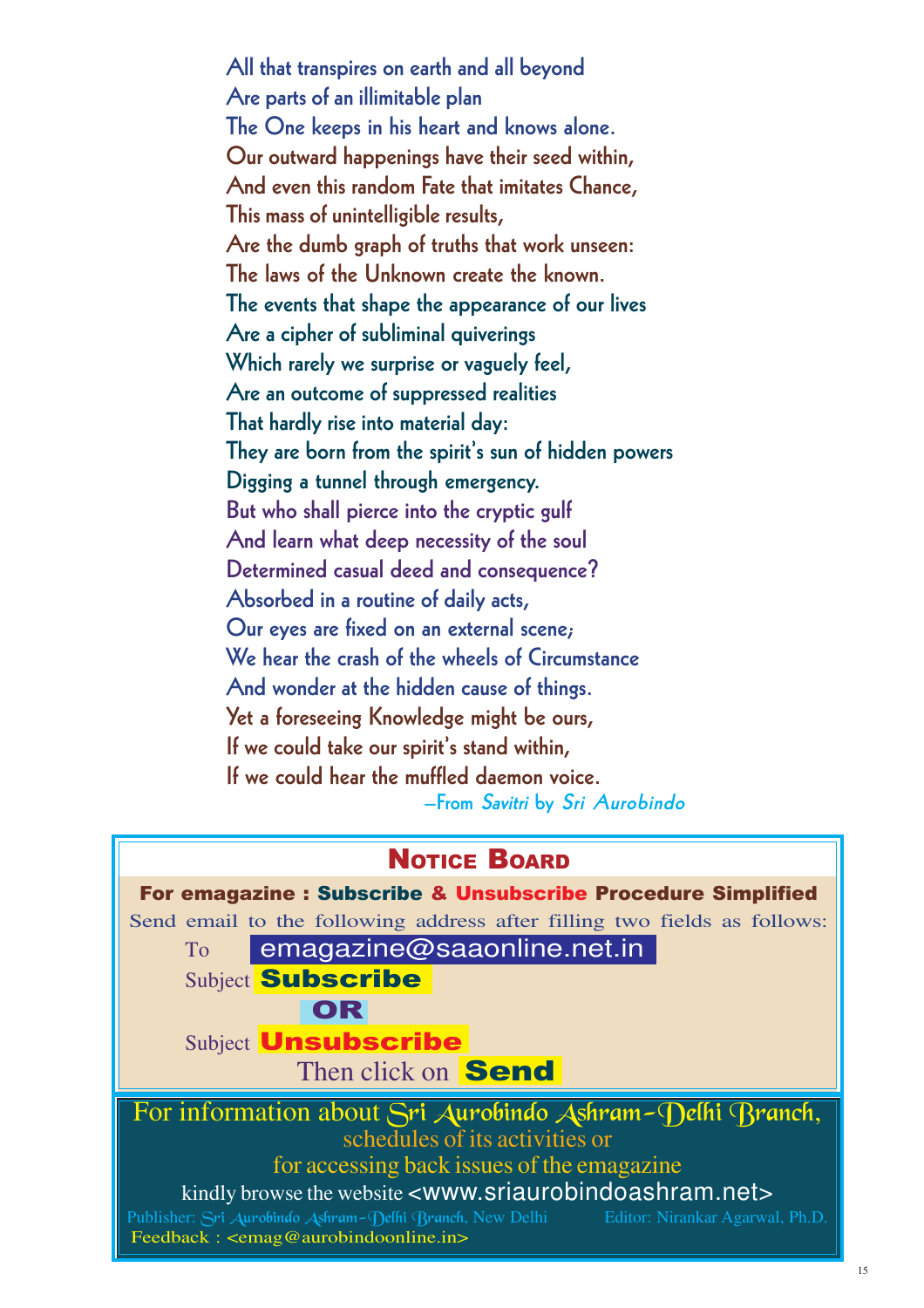All that transpires on earth and all beyond
Are parts of an illimitable plan
The One keeps in his heart and knows alone.
Our outward happenings have their seed within,
And even this random Fate that imitates Chance,
This mass of unintelligible results,
Are the dumb graph of truths that work unseen:
The laws of the Unknown create the known.
The events that shape the appearance of our lives
Are a cipher of subliminal quiverings
Which rarely we surprise or vaguely feel,
Are an outcome of suppressed realities
That hardly rise into material day:
They are born from the spirit's sun of hidden powers
Digging a tunnel through emergency.
But who shall pierce into the cryptic gulf
And learn what deep necessity of the soul
Determined casual deed and consequence?
Absorbed in a routine of daily acts,
Our eyes are fixed on an external scene;
We hear the crash of the wheels of Circumstance
And wonder at the hidden cause of things.
Yet a foreseeing Knowledge might be ours,
If we could take our spirit's stand within,
If we could hear the muffled daemon voice.

—From *Savitri* by *Sri Aurobindo*

## NOTICE BOARD

**For emagazine : Subscribe & Unsubscribe Procedure Simplified**

Send email to the following address after filling two fields as follows:

To emagazine@saaonline.net.in

Subject **Subscribe**

**OR**

Subject **Unsubscribe**

Then click on **Send**

For information about Sri Aurobindo Ashram-Delhi Branch, schedules of its activities or for accessing back issues of the emagazine kindly browse the website <www.sriaurobindoashram.net>

Publisher: Sri Aurobindo Ashram-Delhi Branch, New Delhi Editor: Nirankar Agarwal, Ph.D.

Feedback : <emag@aurobindoonline.in>